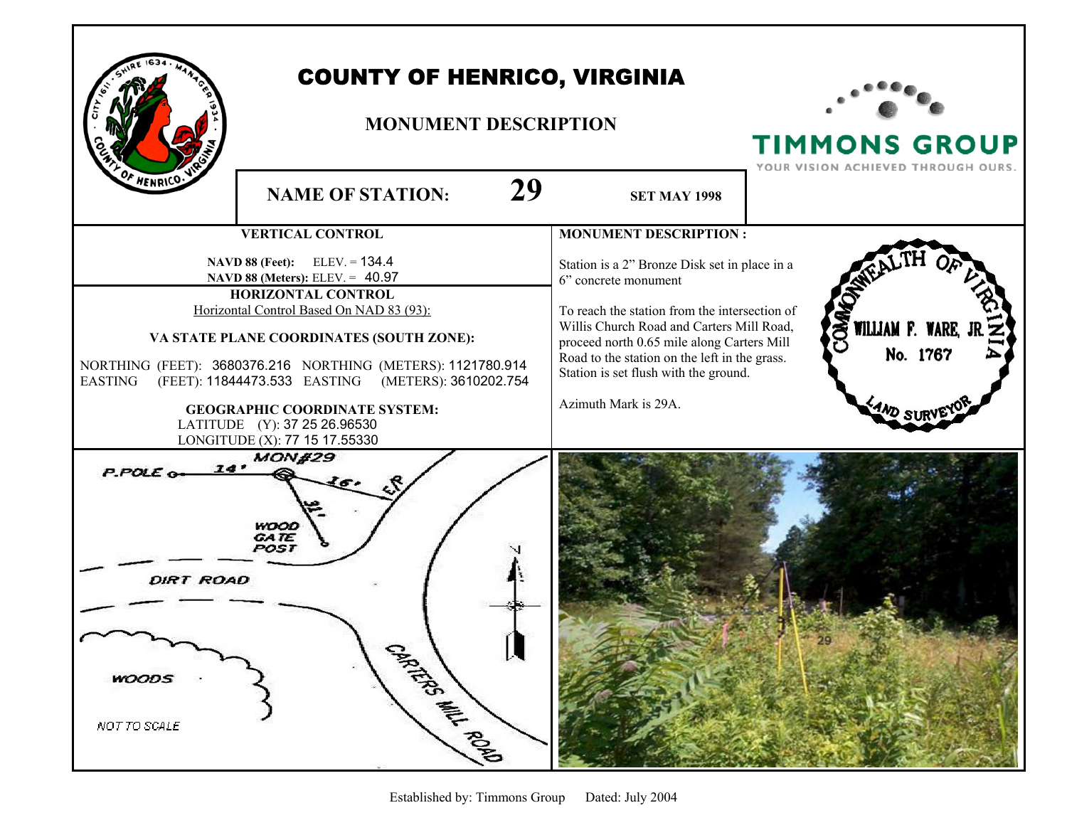# COUNTY OF HENRICO, VIRGINIA

## MONUMENT DESCRIPTION

TIMMONS GROUP
YOUR VISION ACHIEVED THROUGH OURS.

**NAME OF STATION:** **29** **SET MAY 1998**

### VERTICAL CONTROL

**NAVD 88 (Feet):** ELEV. = 134.4
**NAVD 88 (Meters):** ELEV. = 40.97

### HORIZONTAL CONTROL

Horizontal Control Based On NAD 83 (93):

**VA STATE PLANE COORDINATES (SOUTH ZONE):**

NORTHING (FEET): 3680376.216 NORTHING (METERS): 1121780.914
EASTING (FEET): 11844473.533 EASTING (METERS): 3610202.754

**GEOGRAPHIC COORDINATE SYSTEM:**

LATITUDE (Y): 37 25 26.96530
LONGITUDE (X): 77 15 17.55330

### MONUMENT DESCRIPTION :

Station is a 2" Bronze Disk set in place in a 6" concrete monument

To reach the station from the intersection of Willis Church Road and Carters Mill Road, proceed north 0.65 mile along Carters Mill Road to the station on the left in the grass. Station is set flush with the ground.

Azimuth Mark is 29A.

COMMONWEALTH OF VIRGINIA
WILLIAM F. WARE, JR.
No. 1767
LAND SURVEYOR

MON#29
P.POLE 14'
16' E/P
31'
WOOD GATE POST
DIRT ROAD
WOODS
CARTERS MILL ROAD
N
NOT TO SCALE

Established by: Timmons Group Dated: July 2004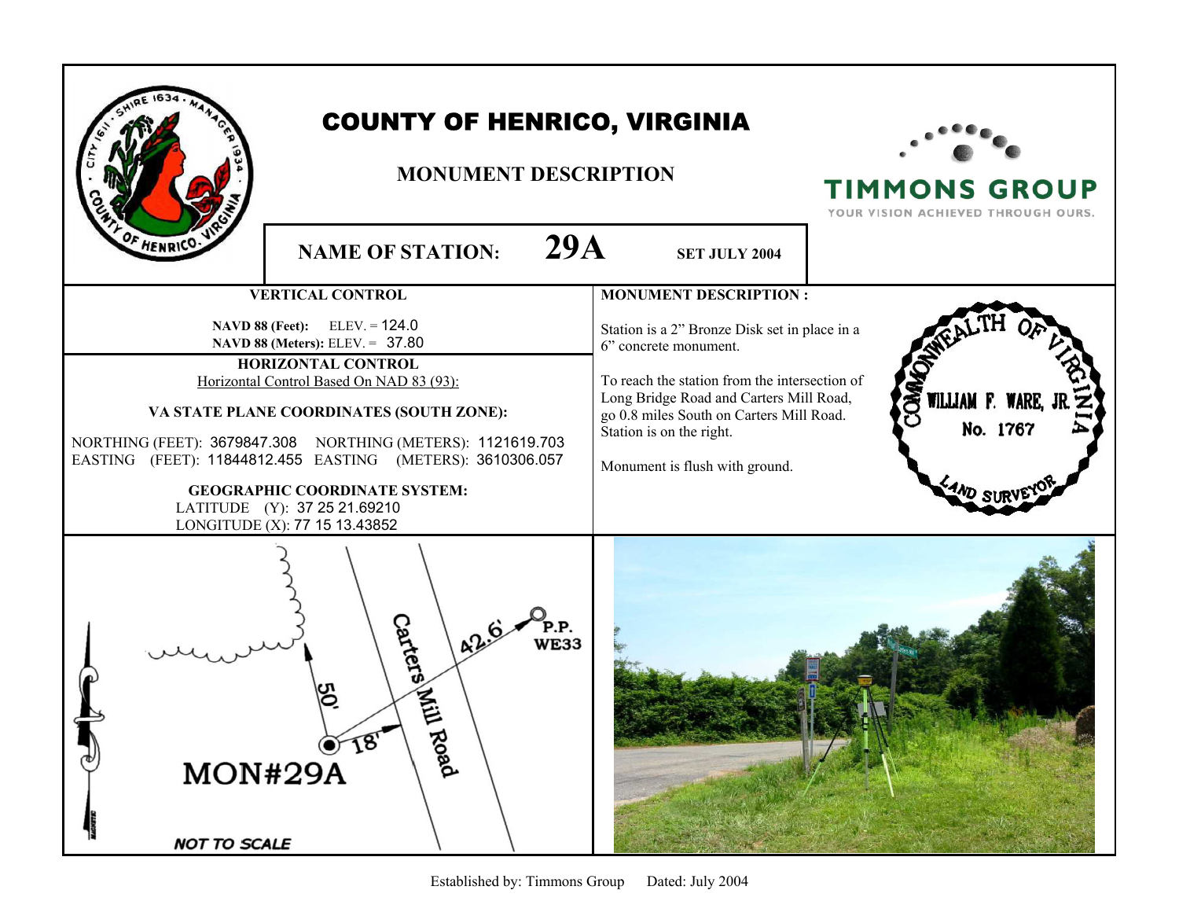# COUNTY OF HENRICO, VIRGINIA

## MONUMENT DESCRIPTION

TIMMONS GROUP
YOUR VISION ACHIEVED THROUGH OURS.

**NAME OF STATION:** **29A** **SET JULY 2004**

### VERTICAL CONTROL

**NAVD 88 (Feet):** ELEV. = 124.0
**NAVD 88 (Meters):** ELEV. = 37.80

### HORIZONTAL CONTROL

Horizontal Control Based On NAD 83 (93):

**VA STATE PLANE COORDINATES (SOUTH ZONE):**

NORTHING (FEET): 3679847.308 NORTHING (METERS): 1121619.703
EASTING (FEET): 11844812.455 EASTING (METERS): 3610306.057

**GEOGRAPHIC COORDINATE SYSTEM:**

LATITUDE (Y): 37 25 21.69210
LONGITUDE (X): 77 15 13.43852

### MONUMENT DESCRIPTION :

Station is a 2" Bronze Disk set in place in a 6" concrete monument.

To reach the station from the intersection of Long Bridge Road and Carters Mill Road, go 0.8 miles South on Carters Mill Road. Station is on the right.

Monument is flush with ground.

COMMONWEALTH OF VIRGINIA
WILLIAM F. WARE, JR.
No. 1767
LAND SURVEYOR

Carters Mill Road
42.6'
P.P.
WE33
50'
18'
MON#29A
NOT TO SCALE

Established by: Timmons Group Dated: July 2004